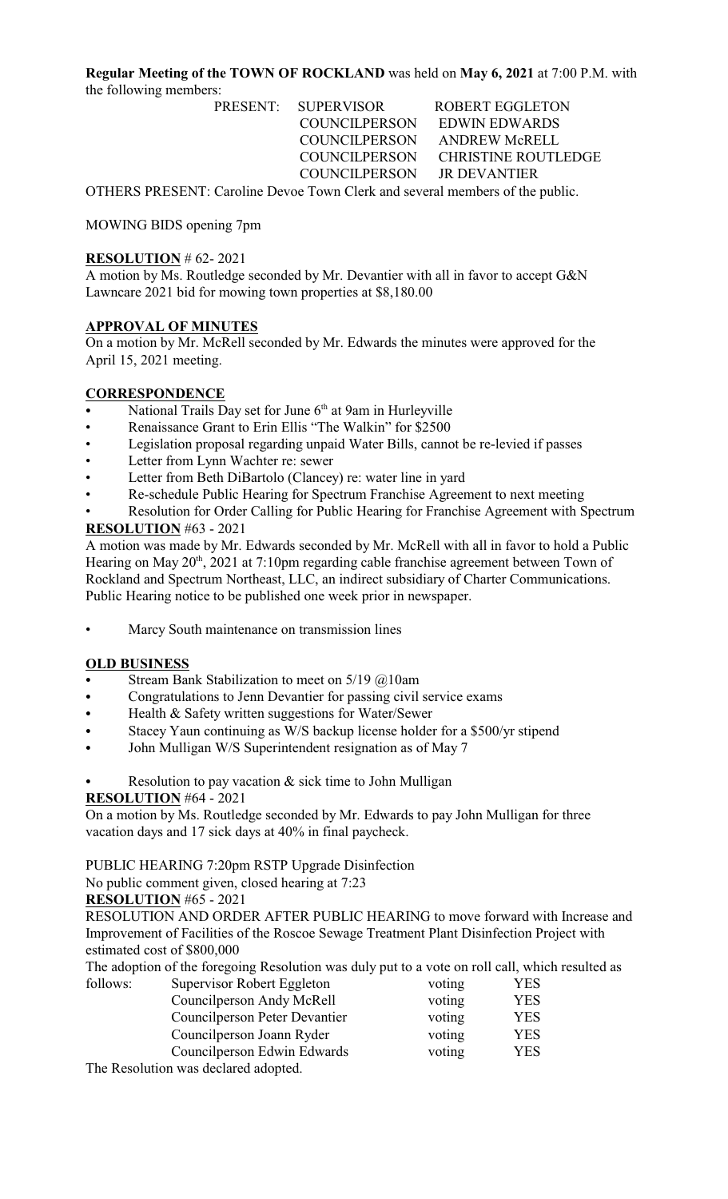**Regular Meeting of the TOWN OF ROCKLAND** was held on **May 6, 2021** at 7:00 P.M. with the following members:

| | | |
|---|---|---|
| PRESENT: | SUPERVISOR | ROBERT EGGLETON |
| | COUNCILPERSON | EDWIN EDWARDS |
| | COUNCILPERSON | ANDREW McRELL |
| | COUNCILPERSON | CHRISTINE ROUTLEDGE |
| | COUNCILPERSON | JR DEVANTIER |

OTHERS PRESENT: Caroline Devoe Town Clerk and several members of the public.

MOWING BIDS opening 7pm

**RESOLUTION** # 62- 2021

A motion by Ms. Routledge seconded by Mr. Devantier with all in favor to accept G&N Lawncare 2021 bid for mowing town properties at $8,180.00

**APPROVAL OF MINUTES**

On a motion by Mr. McRell seconded by Mr. Edwards the minutes were approved for the April 15, 2021 meeting.

**CORRESPONDENCE**

- National Trails Day set for June 6th at 9am in Hurleyville
- Renaissance Grant to Erin Ellis "The Walkin" for $2500
- Legislation proposal regarding unpaid Water Bills, cannot be re-levied if passes
- Letter from Lynn Wachter re: sewer
- Letter from Beth DiBartolo (Clancey) re: water line in yard
- Re-schedule Public Hearing for Spectrum Franchise Agreement to next meeting
- Resolution for Order Calling for Public Hearing for Franchise Agreement with Spectrum

**RESOLUTION** #63 - 2021

A motion was made by Mr. Edwards seconded by Mr. McRell with all in favor to hold a Public Hearing on May 20th, 2021 at 7:10pm regarding cable franchise agreement between Town of Rockland and Spectrum Northeast, LLC, an indirect subsidiary of Charter Communications. Public Hearing notice to be published one week prior in newspaper.

- Marcy South maintenance on transmission lines

**OLD BUSINESS**

- Stream Bank Stabilization to meet on 5/19 @10am
- Congratulations to Jenn Devantier for passing civil service exams
- Health & Safety written suggestions for Water/Sewer
- Stacey Yaun continuing as W/S backup license holder for a $500/yr stipend
- John Mulligan W/S Superintendent resignation as of May 7
- Resolution to pay vacation & sick time to John Mulligan

**RESOLUTION** #64 - 2021

On a motion by Ms. Routledge seconded by Mr. Edwards to pay John Mulligan for three vacation days and 17 sick days at 40% in final paycheck.

PUBLIC HEARING 7:20pm RSTP Upgrade Disinfection

No public comment given, closed hearing at 7:23

**RESOLUTION** #65 - 2021

RESOLUTION AND ORDER AFTER PUBLIC HEARING to move forward with Increase and Improvement of Facilities of the Roscoe Sewage Treatment Plant Disinfection Project with estimated cost of $800,000

The adoption of the foregoing Resolution was duly put to a vote on roll call, which resulted as follows:

| | | |
|---|---|---|
| Supervisor Robert Eggleton | voting | YES |
| Councilperson Andy McRell | voting | YES |
| Councilperson Peter Devantier | voting | YES |
| Councilperson Joann Ryder | voting | YES |
| Councilperson Edwin Edwards | voting | YES |

The Resolution was declared adopted.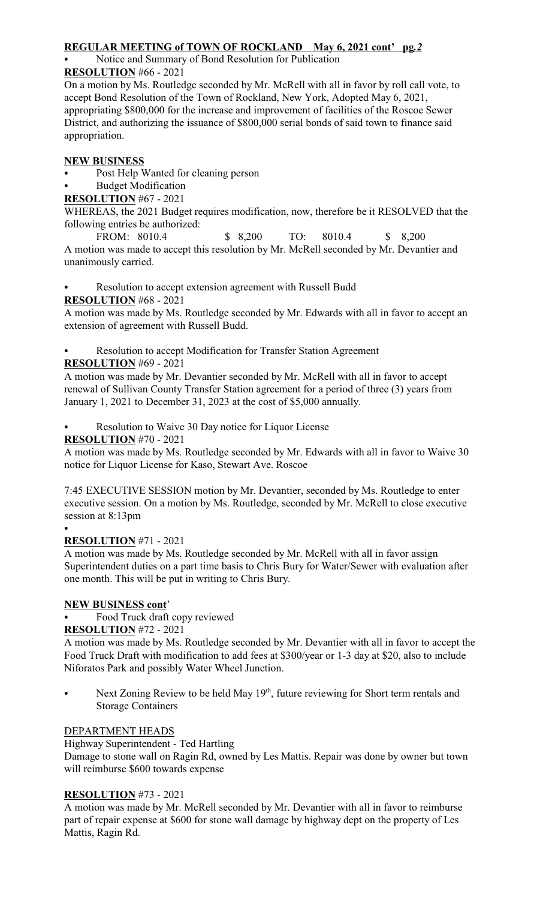**REGULAR MEETING of TOWN OF ROCKLAND May 6, 2021 cont' pg.** ***2***

- Notice and Summary of Bond Resolution for Publication

**RESOLUTION** #66 - 2021

On a motion by Ms. Routledge seconded by Mr. McRell with all in favor by roll call vote, to accept Bond Resolution of the Town of Rockland, New York, Adopted May 6, 2021, appropriating $800,000 for the increase and improvement of facilities of the Roscoe Sewer District, and authorizing the issuance of $800,000 serial bonds of said town to finance said appropriation.

**NEW BUSINESS**

- Post Help Wanted for cleaning person
- Budget Modification

**RESOLUTION** #67 - 2021

WHEREAS, the 2021 Budget requires modification, now, therefore be it RESOLVED that the following entries be authorized:

FROM: 8010.4 $ 8,200 TO: 8010.4 $ 8,200

A motion was made to accept this resolution by Mr. McRell seconded by Mr. Devantier and unanimously carried.

- Resolution to accept extension agreement with Russell Budd

**RESOLUTION** #68 - 2021

A motion was made by Ms. Routledge seconded by Mr. Edwards with all in favor to accept an extension of agreement with Russell Budd.

- Resolution to accept Modification for Transfer Station Agreement

**RESOLUTION** #69 - 2021

A motion was made by Mr. Devantier seconded by Mr. McRell with all in favor to accept renewal of Sullivan County Transfer Station agreement for a period of three (3) years from January 1, 2021 to December 31, 2023 at the cost of $5,000 annually.

- Resolution to Waive 30 Day notice for Liquor License

**RESOLUTION** #70 - 2021

A motion was made by Ms. Routledge seconded by Mr. Edwards with all in favor to Waive 30 notice for Liquor License for Kaso, Stewart Ave. Roscoe

7:45 EXECUTIVE SESSION motion by Mr. Devantier, seconded by Ms. Routledge to enter executive session. On a motion by Ms. Routledge, seconded by Mr. McRell to close executive session at 8:13pm

- 

**RESOLUTION** #71 - 2021

A motion was made by Ms. Routledge seconded by Mr. McRell with all in favor assign Superintendent duties on a part time basis to Chris Bury for Water/Sewer with evaluation after one month. This will be put in writing to Chris Bury.

**NEW BUSINESS cont'**

- Food Truck draft copy reviewed

**RESOLUTION** #72 - 2021

A motion was made by Ms. Routledge seconded by Mr. Devantier with all in favor to accept the Food Truck Draft with modification to add fees at $300/year or 1-3 day at $20, also to include Niforatos Park and possibly Water Wheel Junction.

- Next Zoning Review to be held May 19th, future reviewing for Short term rentals and Storage Containers

DEPARTMENT HEADS

Highway Superintendent - Ted Hartling

Damage to stone wall on Ragin Rd, owned by Les Mattis. Repair was done by owner but town will reimburse $600 towards expense

**RESOLUTION** #73 - 2021

A motion was made by Mr. McRell seconded by Mr. Devantier with all in favor to reimburse part of repair expense at $600 for stone wall damage by highway dept on the property of Les Mattis, Ragin Rd.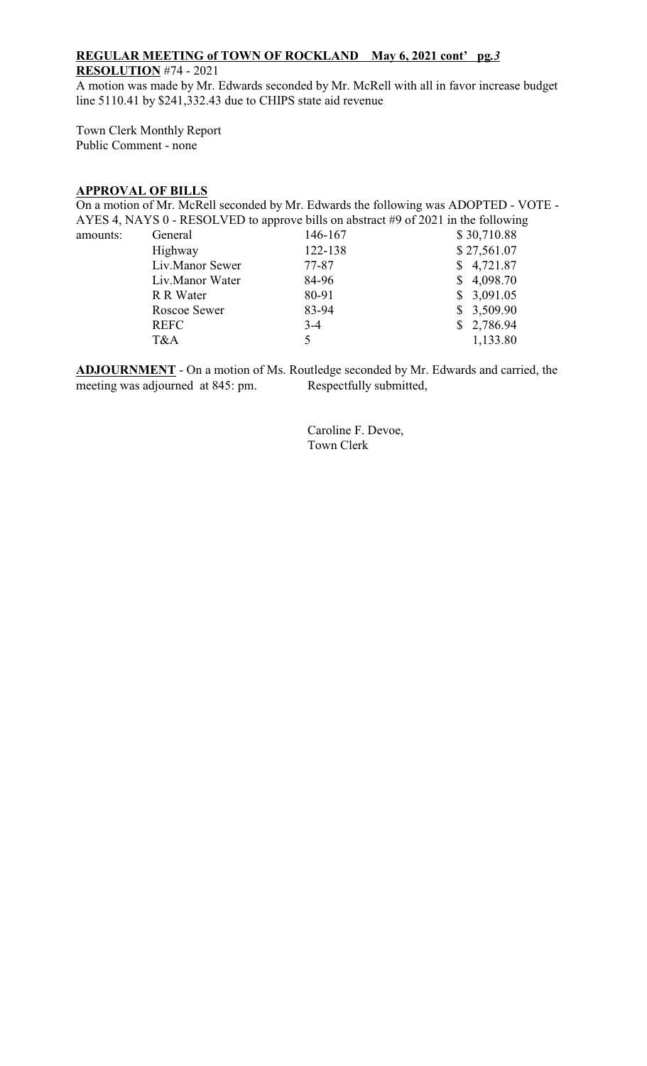**REGULAR MEETING of TOWN OF ROCKLAND May 6, 2021 cont' pg.*3***

**RESOLUTION** #74 - 2021

A motion was made by Mr. Edwards seconded by Mr. McRell with all in favor increase budget line 5110.41 by $241,332.43 due to CHIPS state aid revenue

Town Clerk Monthly Report

Public Comment - none

**APPROVAL OF BILLS**

On a motion of Mr. McRell seconded by Mr. Edwards the following was ADOPTED - VOTE - AYES 4, NAYS 0 - RESOLVED to approve bills on abstract #9 of 2021 in the following amounts:

| | | |
|---|---|---|
| General | 146-167 | $ 30,710.88 |
| Highway | 122-138 | $ 27,561.07 |
| Liv.Manor Sewer | 77-87 | $ 4,721.87 |
| Liv.Manor Water | 84-96 | $ 4,098.70 |
| R R Water | 80-91 | $ 3,091.05 |
| Roscoe Sewer | 83-94 | $ 3,509.90 |
| REFC | 3-4 | $ 2,786.94 |
| T&A | 5 | 1,133.80 |

**ADJOURNMENT** - On a motion of Ms. Routledge seconded by Mr. Edwards and carried, the meeting was adjourned at 845: pm.

Respectfully submitted,

Caroline F. Devoe,
Town Clerk